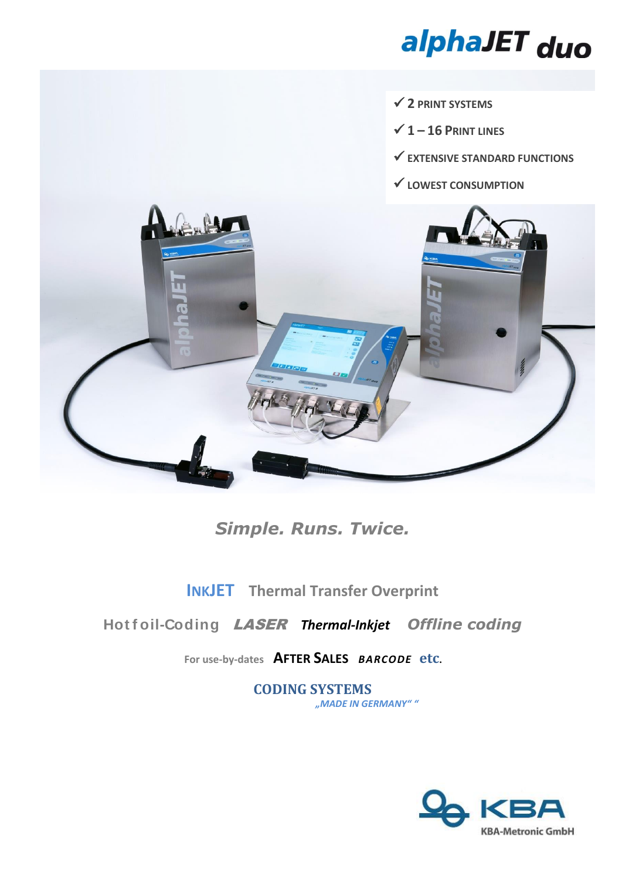# alphaJET duo

- ✓ 2 PRINT SYSTEMS
- ✓ 1 – 16 PRINT LINES
- ✓ EXTENSIVE STANDARD FUNCTIONS
- ✓ LOWEST CONSUMPTION

*Simple. Runs. Twice.*

**INKJET** **Thermal Transfer Overprint**

**Hotfoil-Coding** ***LASER*** ***Thermal-Inkjet*** ***Offline coding***

For use-by-dates **AFTER SALES** ***BARCODE*** **etc.**

**CODING SYSTEMS**

*„MADE IN GERMANY" "*

KBA

KBA-Metronic GmbH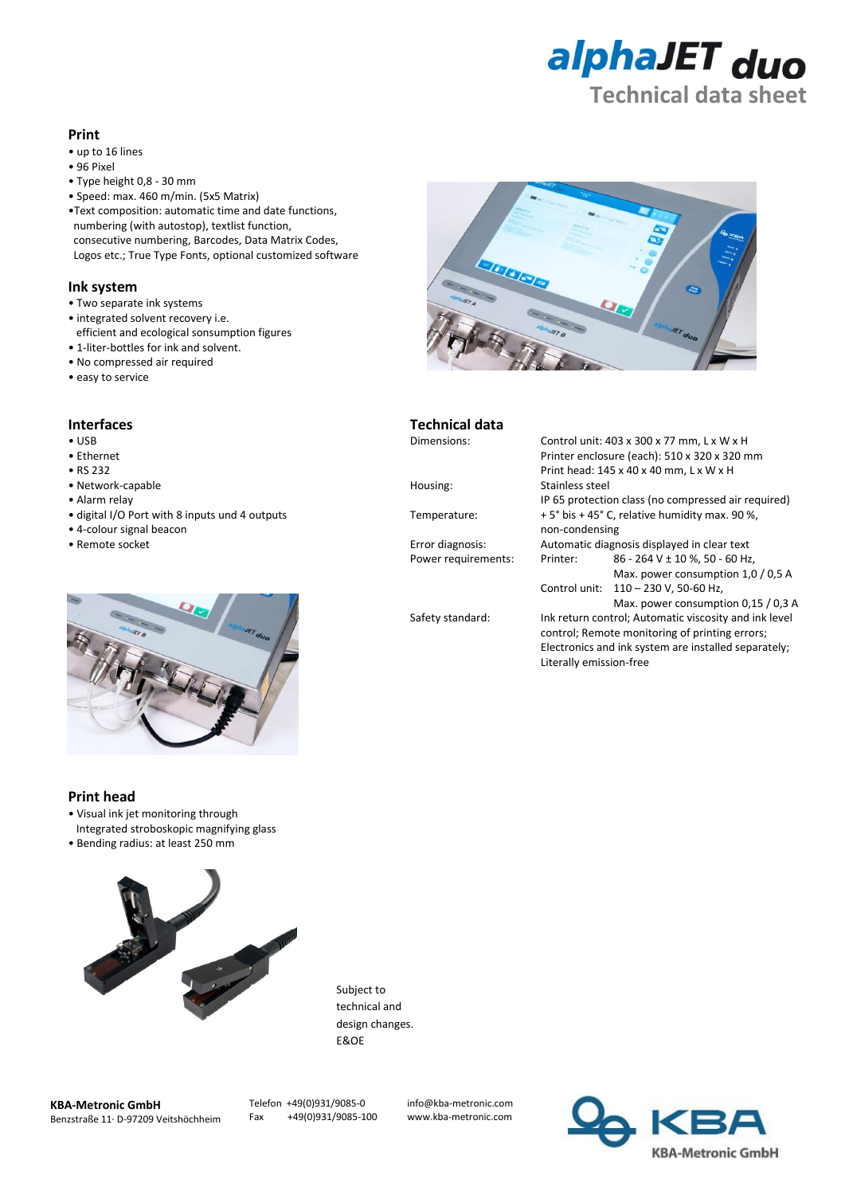# alphaJET duo

## Technical data sheet

### Print

- up to 16 lines
- 96 Pixel
- Type height 0,8 - 30 mm
- Speed: max. 460 m/min. (5x5 Matrix)
- Text composition: automatic time and date functions, numbering (with autostop), textlist function, consecutive numbering, Barcodes, Data Matrix Codes, Logos etc.; True Type Fonts, optional customized software

### Ink system

- Two separate ink systems
- integrated solvent recovery i.e. efficient and ecological sonsumption figures
- 1-liter-bottles for ink and solvent.
- No compressed air required
- easy to service

### Interfaces

- USB
- Ethernet
- RS 232
- Network-capable
- Alarm relay
- digital I/O Port with 8 inputs und 4 outputs
- 4-colour signal beacon
- Remote socket

### Technical data

| | |
|---|---|
| Dimensions: | Control unit: 403 x 300 x 77 mm, L x W x H<br>Printer enclosure (each): 510 x 320 x 320 mm<br>Print head: 145 x 40 x 40 mm, L x W x H |
| Housing: | Stainless steel<br>IP 65 protection class (no compressed air required) |
| Temperature: | + 5° bis + 45° C, relative humidity max. 90 %, non-condensing |
| Error diagnosis: | Automatic diagnosis displayed in clear text |
| Power requirements: | Printer: 86 - 264 V ± 10 %, 50 - 60 Hz, Max. power consumption 1,0 / 0,5 A<br>Control unit: 110 – 230 V, 50-60 Hz, Max. power consumption 0,15 / 0,3 A |
| Safety standard: | Ink return control; Automatic viscosity and ink level control; Remote monitoring of printing errors; Electronics and ink system are installed separately; Literally emission-free |

### Print head

- Visual ink jet monitoring through Integrated stroboskopic magnifying glass
- Bending radius: at least 250 mm

Subject to technical and design changes.
E&OE

**KBA-Metronic GmbH**
Benzstraße 11· D-97209 Veitshöchheim

Telefon +49(0)931/9085-0
Fax +49(0)931/9085-100

info@kba-metronic.com
www.kba-metronic.com

KBA
KBA-Metronic GmbH